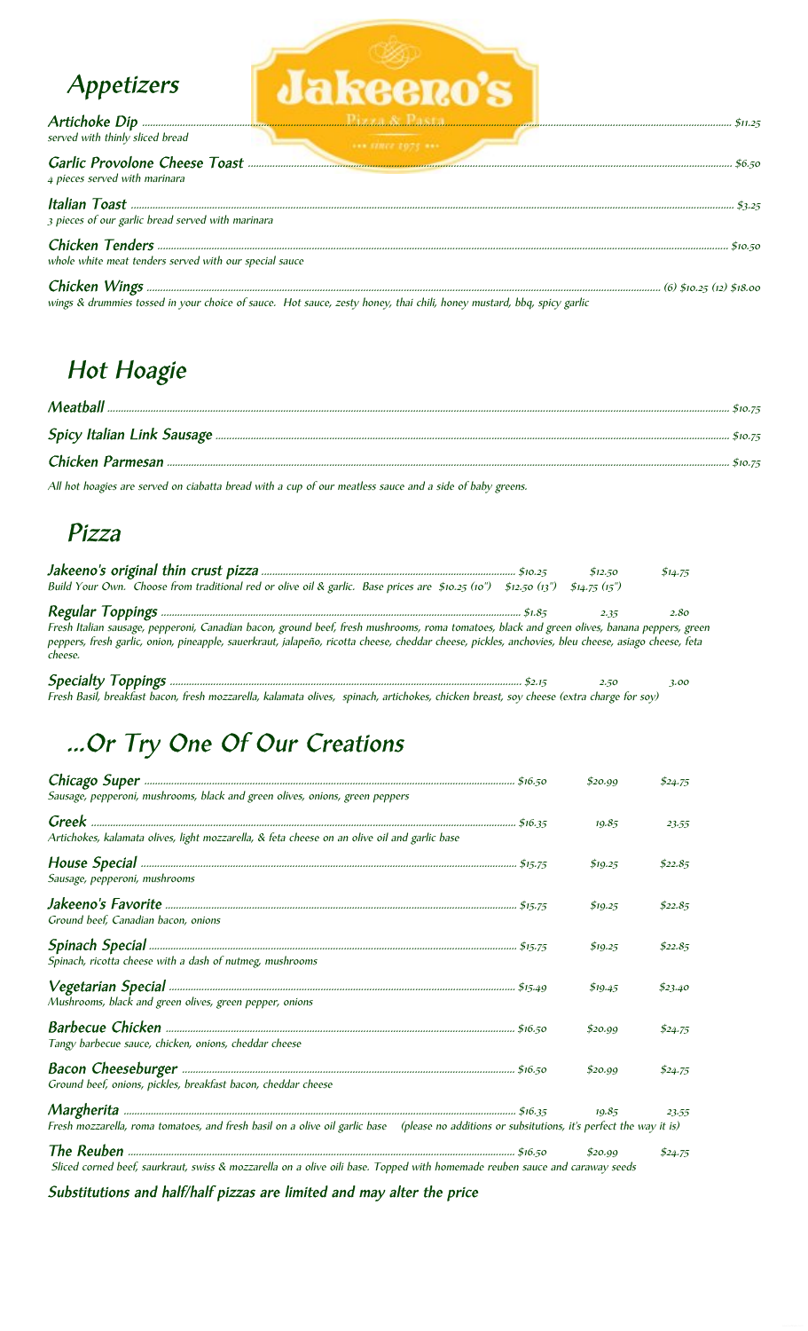# Jakeeno's

Pizza & Pasta

since 1975

## Appetizers

**Artichoke Dip** ........ $11.25
*served with thinly sliced bread*

**Garlic Provolone Cheese Toast** ........ $6.50
*4 pieces served with marinara*

**Italian Toast** ........ $3.25
*3 pieces of our garlic bread served with marinara*

**Chicken Tenders** ........ $10.50
*whole white meat tenders served with our special sauce*

**Chicken Wings** ........ (6) $10.25 (12) $18.00
*wings & drummies tossed in your choice of sauce. Hot sauce, zesty honey, thai chili, honey mustard, bbq, spicy garlic*

## Hot Hoagie

**Meatball** ........ $10.75

**Spicy Italian Link Sausage** ........ $10.75

**Chicken Parmesan** ........ $10.75

*All hot hoagies are served on ciabatta bread with a cup of our meatless sauce and a side of baby greens.*

## Pizza

| | | | |
|---|---|---|---|
| **Jakeeno's original thin crust pizza** | $10.25 | $12.50 | $14.75 |
| **Regular Toppings** | $1.85 | 2.35 | 2.80 |
| **Specialty Toppings** | $2.15 | 2.50 | 3.00 |

**Jakeeno's original thin crust pizza**
*Build Your Own. Choose from traditional red or olive oil & garlic. Base prices are $10.25 (10") $12.50 (13") $14.75 (15")*

**Regular Toppings**
*Fresh Italian sausage, pepperoni, Canadian bacon, ground beef, fresh mushrooms, roma tomatoes, black and green olives, banana peppers, green peppers, fresh garlic, onion, pineapple, sauerkraut, jalapeño, ricotta cheese, cheddar cheese, pickles, anchovies, bleu cheese, asiago cheese, feta cheese.*

**Specialty Toppings**
*Fresh Basil, breakfast bacon, fresh mozzarella, kalamata olives, spinach, artichokes, chicken breast, soy cheese (extra charge for soy)*

## ...Or Try One Of Our Creations

| | | | |
|---|---|---|---|
| **Chicago Super**<br>*Sausage, pepperoni, mushrooms, black and green olives, onions, green peppers* | $16.50 | $20.99 | $24.75 |
| **Greek**<br>*Artichokes, kalamata olives, light mozzarella, & feta cheese on an olive oil and garlic base* | $16.35 | 19.85 | 23.55 |
| **House Special**<br>*Sausage, pepperoni, mushrooms* | $15.75 | $19.25 | $22.85 |
| **Jakeeno's Favorite**<br>*Ground beef, Canadian bacon, onions* | $15.75 | $19.25 | $22.85 |
| **Spinach Special**<br>*Spinach, ricotta cheese with a dash of nutmeg, mushrooms* | $15.75 | $19.25 | $22.85 |
| **Vegetarian Special**<br>*Mushrooms, black and green olives, green pepper, onions* | $15.49 | $19.45 | $23.40 |
| **Barbecue Chicken**<br>*Tangy barbecue sauce, chicken, onions, cheddar cheese* | $16.50 | $20.99 | $24.75 |
| **Bacon Cheeseburger**<br>*Ground beef, onions, pickles, breakfast bacon, cheddar cheese* | $16.50 | $20.99 | $24.75 |
| **Margherita**<br>*Fresh mozzarella, roma tomatoes, and fresh basil on a olive oil garlic base (please no additions or subsitutions, it's perfect the way it is)* | $16.35 | 19.85 | 23.55 |
| **The Reuben**<br>*Sliced corned beef, saurkraut, swiss & mozzarella on a olive oili base. Topped with homemade reuben sauce and caraway seeds* | $16.50 | $20.99 | $24.75 |

***Substitutions and half/half pizzas are limited and may alter the price***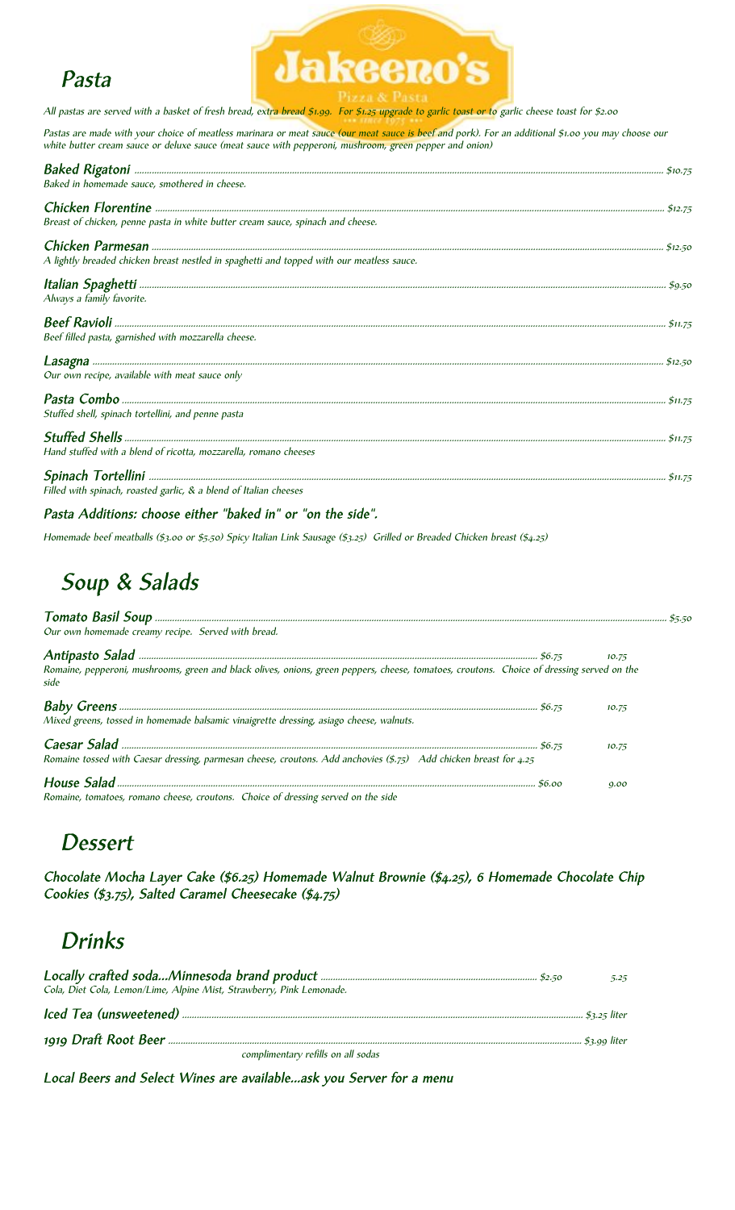Jakeeno's

Pizza & Pasta

## Pasta

*All pastas are served with a basket of fresh bread, extra bread $1.99. For $1.25 upgrade to garlic toast or to garlic cheese toast for $2.00*

*Pastas are made with your choice of meatless marinara or meat sauce (our meat sauce is beef and pork). For an additional $1.00 you may choose our white butter cream sauce or deluxe sauce (meat sauce with pepperoni, mushroom, green pepper and onion)*

**Baked Rigatoni** ........ $10.75
*Baked in homemade sauce, smothered in cheese.*

**Chicken Florentine** ........ $12.75
*Breast of chicken, penne pasta in white butter cream sauce, spinach and cheese.*

**Chicken Parmesan** ........ $12.50
*A lightly breaded chicken breast nestled in spaghetti and topped with our meatless sauce.*

**Italian Spaghetti** ........ $9.50
*Always a family favorite.*

**Beef Ravioli** ........ $11.75
*Beef filled pasta, garnished with mozzarella cheese.*

**Lasagna** ........ $12.50
*Our own recipe, available with meat sauce only*

**Pasta Combo** ........ $11.75
*Stuffed shell, spinach tortellini, and penne pasta*

**Stuffed Shells** ........ $11.75
*Hand stuffed with a blend of ricotta, mozzarella, romano cheeses*

**Spinach Tortellini** ........ $11.75
*Filled with spinach, roasted garlic, & a blend of Italian cheeses*

### Pasta Additions: choose either "baked in" or "on the side".

*Homemade beef meatballs ($3.00 or $5.50) Spicy Italian Link Sausage ($3.25) Grilled or Breaded Chicken breast ($4.25)*

## Soup & Salads

**Tomato Basil Soup** ........ $5.50
*Our own homemade creamy recipe. Served with bread.*

**Antipasto Salad** ........ $6.75 10.75
*Romaine, pepperoni, mushrooms, green and black olives, onions, green peppers, cheese, tomatoes, croutons. Choice of dressing served on the side*

**Baby Greens** ........ $6.75 10.75
*Mixed greens, tossed in homemade balsamic vinaigrette dressing, asiago cheese, walnuts.*

**Caesar Salad** ........ $6.75 10.75
*Romaine tossed with Caesar dressing, parmesan cheese, croutons. Add anchovies ($.75) Add chicken breast for 4.25*

**House Salad** ........ $6.00 9.00
*Romaine, tomatoes, romano cheese, croutons. Choice of dressing served on the side*

## Dessert

**Chocolate Mocha Layer Cake ($6.25) Homemade Walnut Brownie ($4.25), 6 Homemade Chocolate Chip Cookies ($3.75), Salted Caramel Cheesecake ($4.75)**

## Drinks

**Locally crafted soda...Minnesoda brand product** ........ $2.50 5.25
*Cola, Diet Cola, Lemon/Lime, Alpine Mist, Strawberry, Pink Lemonade.*

**Iced Tea (unsweetened)** ........ $3.25 liter

**1919 Draft Root Beer** ........ $3.99 liter

*complimentary refills on all sodas*

**Local Beers and Select Wines are available...ask you Server for a menu**